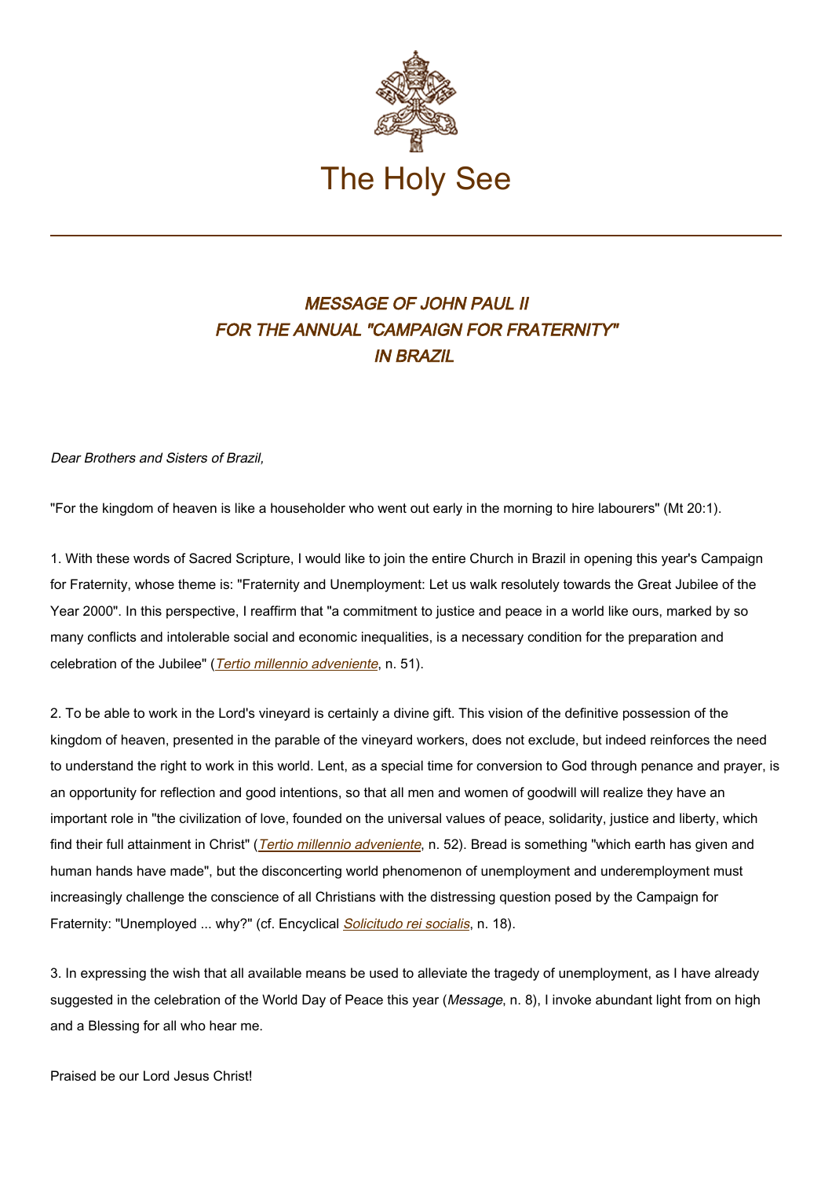# The Holy See

## *MESSAGE OF JOHN PAUL II FOR THE ANNUAL "CAMPAIGN FOR FRATERNITY" IN BRAZIL*

*Dear Brothers and Sisters of Brazil,*

"For the kingdom of heaven is like a householder who went out early in the morning to hire labourers" (Mt 20:1).

1. With these words of Sacred Scripture, I would like to join the entire Church in Brazil in opening this year's Campaign for Fraternity, whose theme is: "Fraternity and Unemployment: Let us walk resolutely towards the Great Jubilee of the Year 2000". In this perspective, I reaffirm that "a commitment to justice and peace in a world like ours, marked by so many conflicts and intolerable social and economic inequalities, is a necessary condition for the preparation and celebration of the Jubilee" (*Tertio millennio adveniente*, n. 51).

2. To be able to work in the Lord's vineyard is certainly a divine gift. This vision of the definitive possession of the kingdom of heaven, presented in the parable of the vineyard workers, does not exclude, but indeed reinforces the need to understand the right to work in this world. Lent, as a special time for conversion to God through penance and prayer, is an opportunity for reflection and good intentions, so that all men and women of goodwill will realize they have an important role in "the civilization of love, founded on the universal values of peace, solidarity, justice and liberty, which find their full attainment in Christ" (*Tertio millennio adveniente*, n. 52). Bread is something "which earth has given and human hands have made", but the disconcerting world phenomenon of unemployment and underemployment must increasingly challenge the conscience of all Christians with the distressing question posed by the Campaign for Fraternity: "Unemployed ... why?" (cf. Encyclical *Solicitudo rei socialis*, n. 18).

3. In expressing the wish that all available means be used to alleviate the tragedy of unemployment, as I have already suggested in the celebration of the World Day of Peace this year (*Message*, n. 8), I invoke abundant light from on high and a Blessing for all who hear me.

Praised be our Lord Jesus Christ!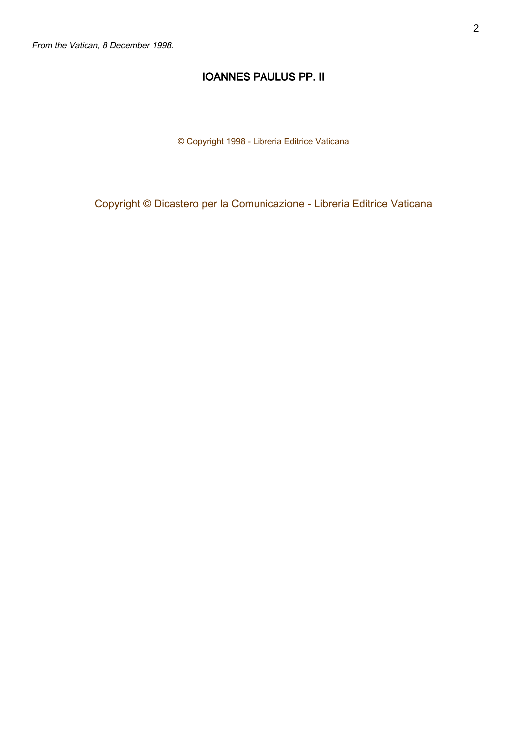*From the Vatican, 8 December 1998.*

**IOANNES PAULUS PP. II**

© Copyright 1998 - Libreria Editrice Vaticana

---

Copyright © Dicastero per la Comunicazione - Libreria Editrice Vaticana